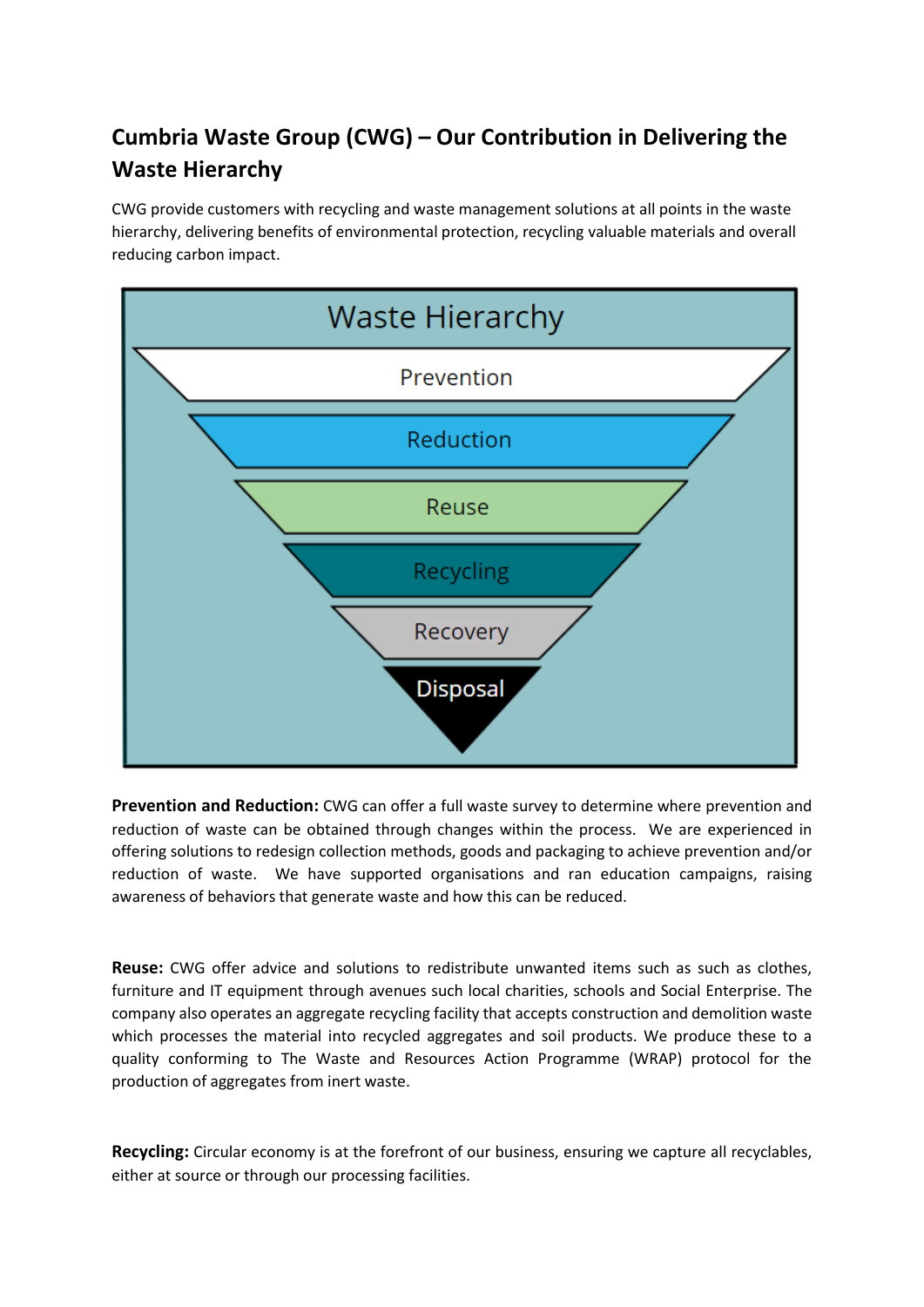# Cumbria Waste Group (CWG) – Our Contribution in Delivering the Waste Hierarchy

CWG provide customers with recycling and waste management solutions at all points in the waste hierarchy, delivering benefits of environmental protection, recycling valuable materials and overall reducing carbon impact.

**Waste Hierarchy**

- Prevention
- Reduction
- Reuse
- Recycling
- Recovery
- Disposal

**Prevention and Reduction:** CWG can offer a full waste survey to determine where prevention and reduction of waste can be obtained through changes within the process. We are experienced in offering solutions to redesign collection methods, goods and packaging to achieve prevention and/or reduction of waste. We have supported organisations and ran education campaigns, raising awareness of behaviors that generate waste and how this can be reduced.

**Reuse:** CWG offer advice and solutions to redistribute unwanted items such as such as clothes, furniture and IT equipment through avenues such local charities, schools and Social Enterprise. The company also operates an aggregate recycling facility that accepts construction and demolition waste which processes the material into recycled aggregates and soil products. We produce these to a quality conforming to The Waste and Resources Action Programme (WRAP) protocol for the production of aggregates from inert waste.

**Recycling:** Circular economy is at the forefront of our business, ensuring we capture all recyclables, either at source or through our processing facilities.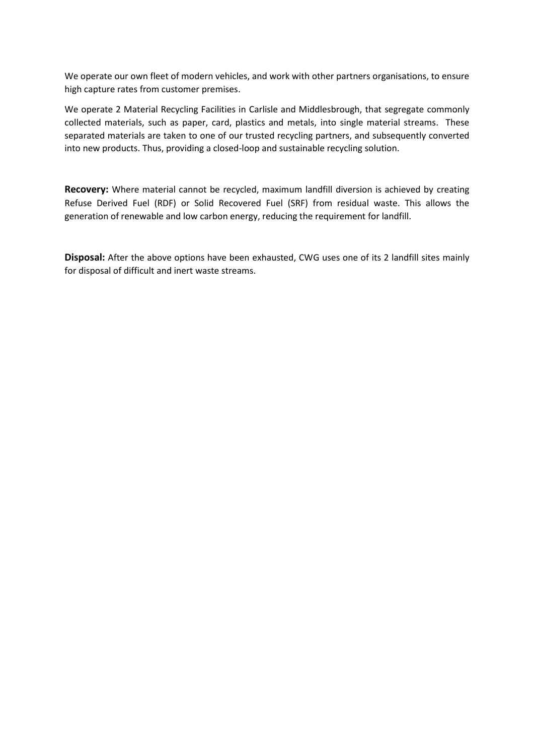We operate our own fleet of modern vehicles, and work with other partners organisations, to ensure high capture rates from customer premises.

We operate 2 Material Recycling Facilities in Carlisle and Middlesbrough, that segregate commonly collected materials, such as paper, card, plastics and metals, into single material streams. These separated materials are taken to one of our trusted recycling partners, and subsequently converted into new products. Thus, providing a closed-loop and sustainable recycling solution.

**Recovery:** Where material cannot be recycled, maximum landfill diversion is achieved by creating Refuse Derived Fuel (RDF) or Solid Recovered Fuel (SRF) from residual waste. This allows the generation of renewable and low carbon energy, reducing the requirement for landfill.

**Disposal:** After the above options have been exhausted, CWG uses one of its 2 landfill sites mainly for disposal of difficult and inert waste streams.